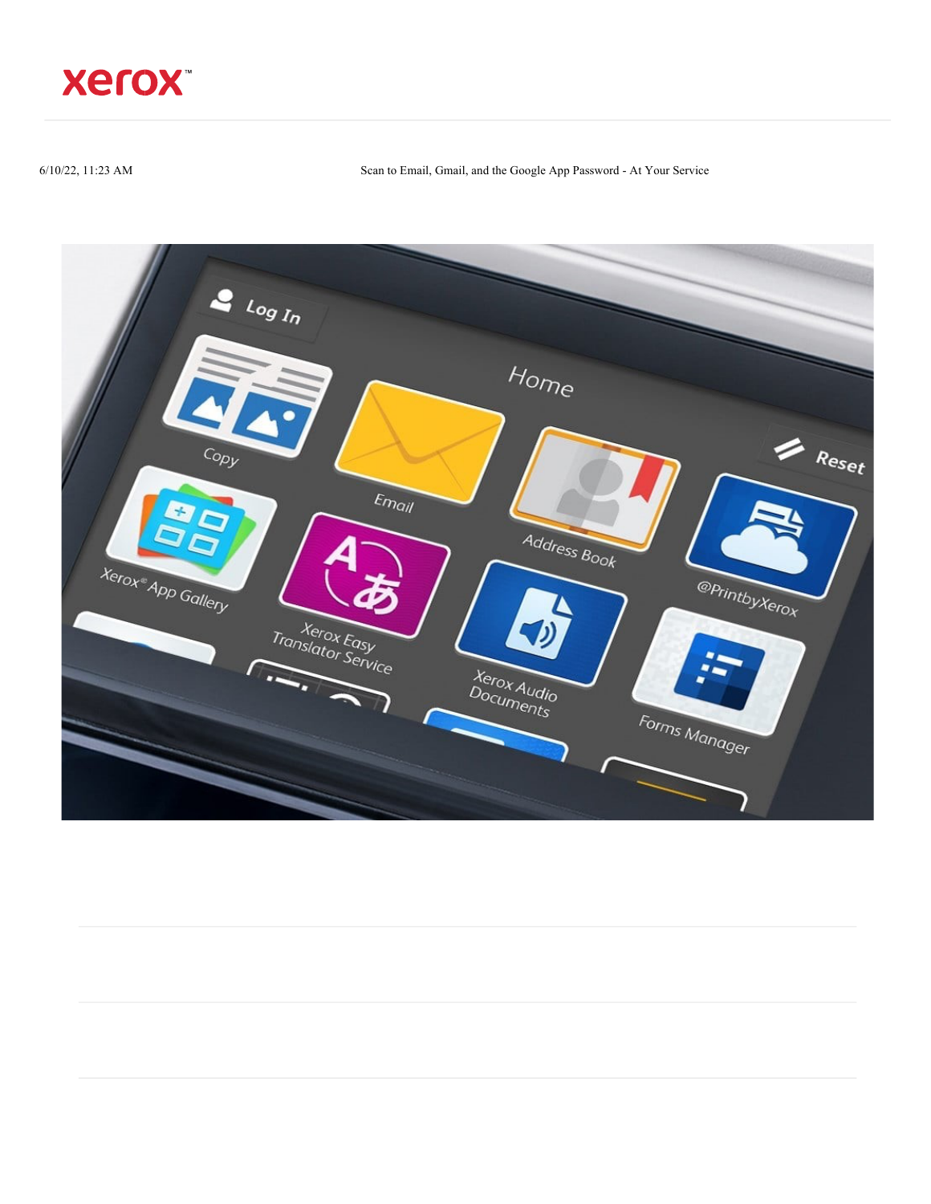xerox™

6/10/22, 11:23 AM Scan to Email, Gmail, and the Google App Password - At Your Service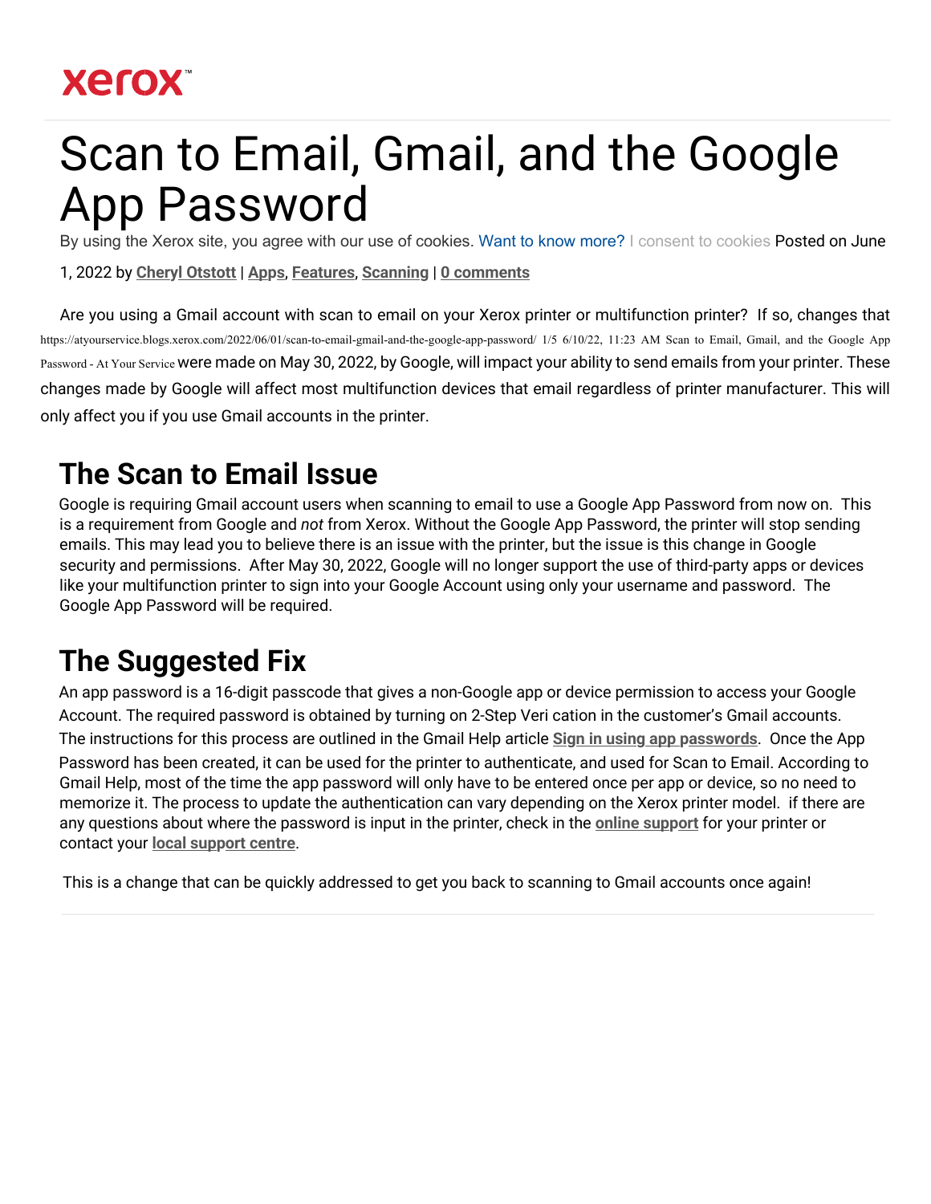xerox™

# Scan to Email, Gmail, and the Google App Password

By using the Xerox site, you agree with our use of cookies. Want to know more? I consent to cookies Posted on June 1, 2022 by **Cheryl Otstott** | **Apps**, **Features**, **Scanning** | **0 comments**

Are you using a Gmail account with scan to email on your Xerox printer or multifunction printer? If so, changes that were made on May 30, 2022, by Google, will impact your ability to send emails from your printer. These changes made by Google will affect most multifunction devices that email regardless of printer manufacturer. This will only affect you if you use Gmail accounts in the printer.

## The Scan to Email Issue

Google is requiring Gmail account users when scanning to email to use a Google App Password from now on. This is a requirement from Google and *not* from Xerox. Without the Google App Password, the printer will stop sending emails. This may lead you to believe there is an issue with the printer, but the issue is this change in Google security and permissions. After May 30, 2022, Google will no longer support the use of third-party apps or devices like your multifunction printer to sign into your Google Account using only your username and password. The Google App Password will be required.

## The Suggested Fix

An app password is a 16-digit passcode that gives a non-Google app or device permission to access your Google Account. The required password is obtained by turning on 2-Step Veri cation in the customer's Gmail accounts. The instructions for this process are outlined in the Gmail Help article **Sign in using app passwords**. Once the App Password has been created, it can be used for the printer to authenticate, and used for Scan to Email. According to Gmail Help, most of the time the app password will only have to be entered once per app or device, so no need to memorize it. The process to update the authentication can vary depending on the Xerox printer model. if there are any questions about where the password is input in the printer, check in the **online support** for your printer or contact your **local support centre**.

This is a change that can be quickly addressed to get you back to scanning to Gmail accounts once again!